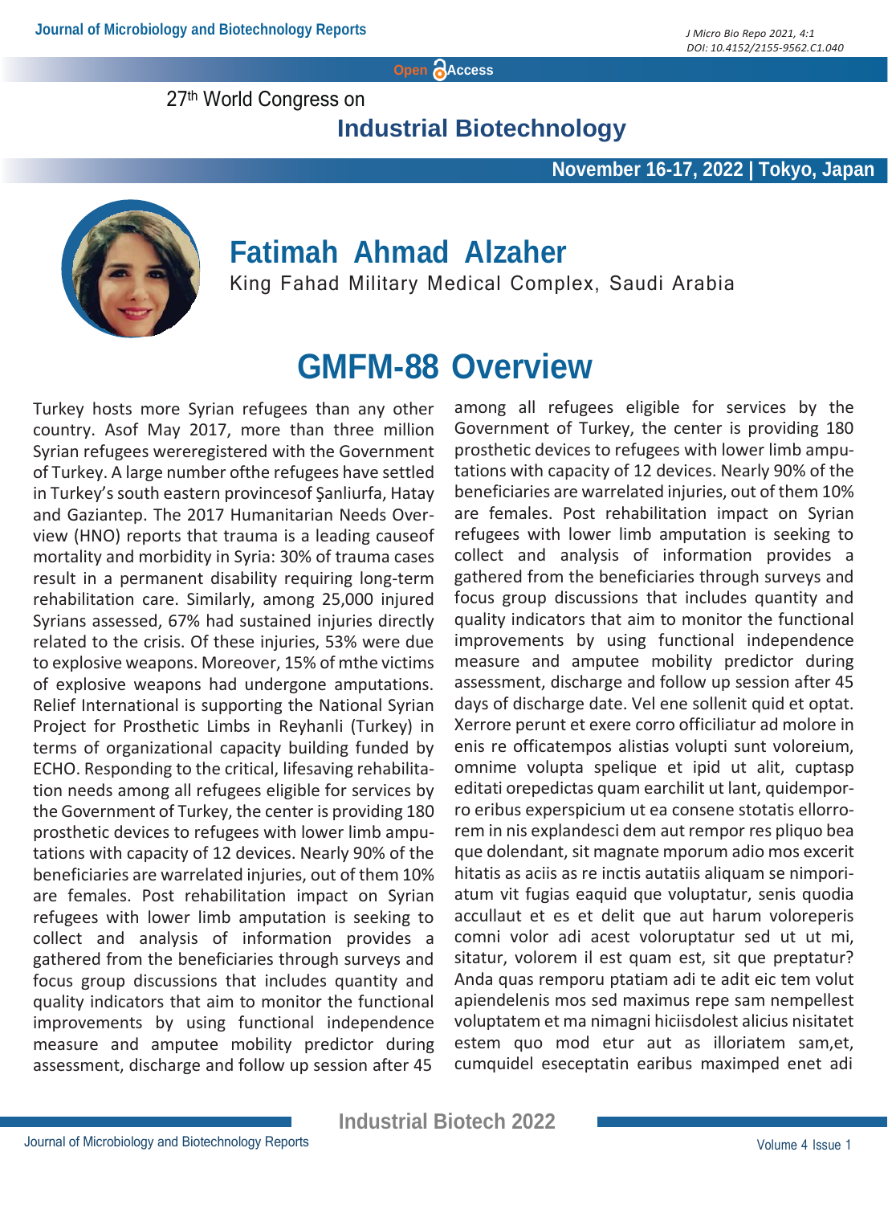27th World Congress on

## Industrial Biotechnology

**November 16-17, 2022 | Tokyo, Japan**

# Fatimah Ahmad Alzaher

King Fahad Military Medical Complex, Saudi Arabia

# GMFM-88 Overview

Turkey hosts more Syrian refugees than any other country. Asof May 2017, more than three million Syrian refugees wereregistered with the Government of Turkey. A large number ofthe refugees have settled in Turkey's south eastern provincesof Şanliurfa, Hatay and Gaziantep. The 2017 Humanitarian Needs Overview (HNO) reports that trauma is a leading causeof mortality and morbidity in Syria: 30% of trauma cases result in a permanent disability requiring long-term rehabilitation care. Similarly, among 25,000 injured Syrians assessed, 67% had sustained injuries directly related to the crisis. Of these injuries, 53% were due to explosive weapons. Moreover, 15% of mthe victims of explosive weapons had undergone amputations. Relief International is supporting the National Syrian Project for Prosthetic Limbs in Reyhanli (Turkey) in terms of organizational capacity building funded by ECHO. Responding to the critical, lifesaving rehabilitation needs among all refugees eligible for services by the Government of Turkey, the center is providing 180 prosthetic devices to refugees with lower limb amputations with capacity of 12 devices. Nearly 90% of the beneficiaries are warrelated injuries, out of them 10% are females. Post rehabilitation impact on Syrian refugees with lower limb amputation is seeking to collect and analysis of information provides a gathered from the beneficiaries through surveys and focus group discussions that includes quantity and quality indicators that aim to monitor the functional improvements by using functional independence measure and amputee mobility predictor during assessment, discharge and follow up session after 45 among all refugees eligible for services by the Government of Turkey, the center is providing 180 prosthetic devices to refugees with lower limb amputations with capacity of 12 devices. Nearly 90% of the beneficiaries are warrelated injuries, out of them 10% are females. Post rehabilitation impact on Syrian refugees with lower limb amputation is seeking to collect and analysis of information provides a gathered from the beneficiaries through surveys and focus group discussions that includes quantity and quality indicators that aim to monitor the functional improvements by using functional independence measure and amputee mobility predictor during assessment, discharge and follow up session after 45 days of discharge date. Vel ene sollenit quid et optat. Xerrore perunt et exere corro officiliatur ad molore in enis re officatempos alistias volupti sunt voloreium, omnime volupta spelique et ipid ut alit, cuptasp editati orepedictas quam earchilit ut lant, quidemporro eribus experspicium ut ea consene stotatis ellorrorem in nis explandesci dem aut rempor res pliquo bea que dolendant, sit magnate mporum adio mos excerit hitatis as aciis as re inctis autatiis aliquam se nimporiatum vit fugias eaquid que voluptatur, senis quodia accullaut et es et delit que aut harum volореperis comni volor adi acest voloruptatur sed ut ut mi, sitatur, volorem il est quam est, sit que preptatur? Anda quas remporu ptatiam adi te adit eic tem volut apiendelenis mos sed maximus repe sam nempellest voluptatem et ma nimagni hiciisdolest alicius nisitatet estem quo mod etur aut as illoriatem sam,et, cumquidel eseceptatin earibus maximped enet adi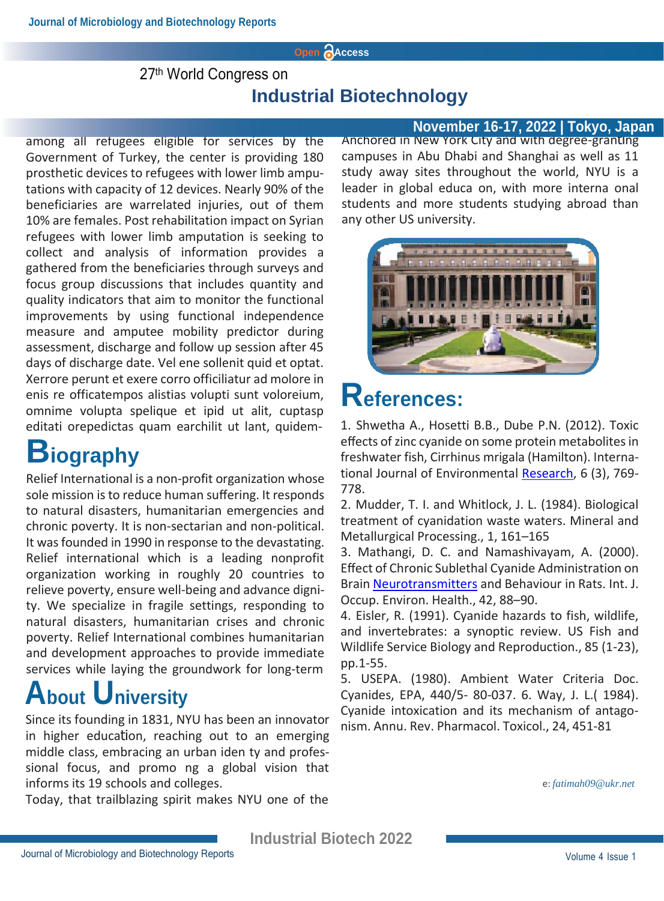among all refugees eligible for services by the Government of Turkey, the center is providing 180 prosthetic devices to refugees with lower limb amputations with capacity of 12 devices. Nearly 90% of the beneficiaries are warrelated injuries, out of them 10% are females. Post rehabilitation impact on Syrian refugees with lower limb amputation is seeking to collect and analysis of information provides a gathered from the beneficiaries through surveys and focus group discussions that includes quantity and quality indicators that aim to monitor the functional improvements by using functional independence measure and amputee mobility predictor during assessment, discharge and follow up session after 45 days of discharge date. Vel ene sollenit quid et optat. Xerrore perunt et exere corro officiliatur ad molore in enis re officatempos alistias volupti sunt voloreium, omnime volupta spelique et ipid ut alit, cuptasp editati orepedictas quam earchilit ut lant, quidem-

# Biography

Relief International is a non-profit organization whose sole mission is to reduce human suffering. It responds to natural disasters, humanitarian emergencies and chronic poverty. It is non-sectarian and non-political. It was founded in 1990 in response to the devastating. Relief international which is a leading nonprofit organization working in roughly 20 countries to relieve poverty, ensure well-being and advance dignity. We specialize in fragile settings, responding to natural disasters, humanitarian crises and chronic poverty. Relief International combines humanitarian and development approaches to provide immediate services while laying the groundwork for long-term

# About University

Since its founding in 1831, NYU has been an innovator in higher education, reaching out to an emerging middle class, embracing an urban iden ty and professional focus, and promo ng a global vision that informs its 19 schools and colleges.

Today, that trailblazing spirit makes NYU one of the

Anchored in New York City and with degree-granting campuses in Abu Dhabi and Shanghai as well as 11 study away sites throughout the world, NYU is a leader in global educa on, with more interna onal students and more students studying abroad than any other US university.

# References:

1. Shwetha A., Hosetti B.B., Dube P.N. (2012). Toxic effects of zinc cyanide on some protein metabolites in freshwater fish, Cirrhinus mrigala (Hamilton). International Journal of Environmental Research, 6 (3), 769-778.
2. Mudder, T. I. and Whitlock, J. L. (1984). Biological treatment of cyanidation waste waters. Mineral and Metallurgical Processing., 1, 161–165
3. Mathangi, D. C. and Namashivayam, A. (2000). Effect of Chronic Sublethal Cyanide Administration on Brain Neurotransmitters and Behaviour in Rats. Int. J. Occup. Environ. Health., 42, 88–90.
4. Eisler, R. (1991). Cyanide hazards to fish, wildlife, and invertebrates: a synoptic review. US Fish and Wildlife Service Biology and Reproduction., 85 (1-23), pp.1-55.
5. USEPA. (1980). Ambient Water Criteria Doc. Cyanides, EPA, 440/5- 80-037. 6. Way, J. L.( 1984). Cyanide intoxication and its mechanism of antagonism. Annu. Rev. Pharmacol. Toxicol., 24, 451-81

e: *fatimah09@ukr.net*